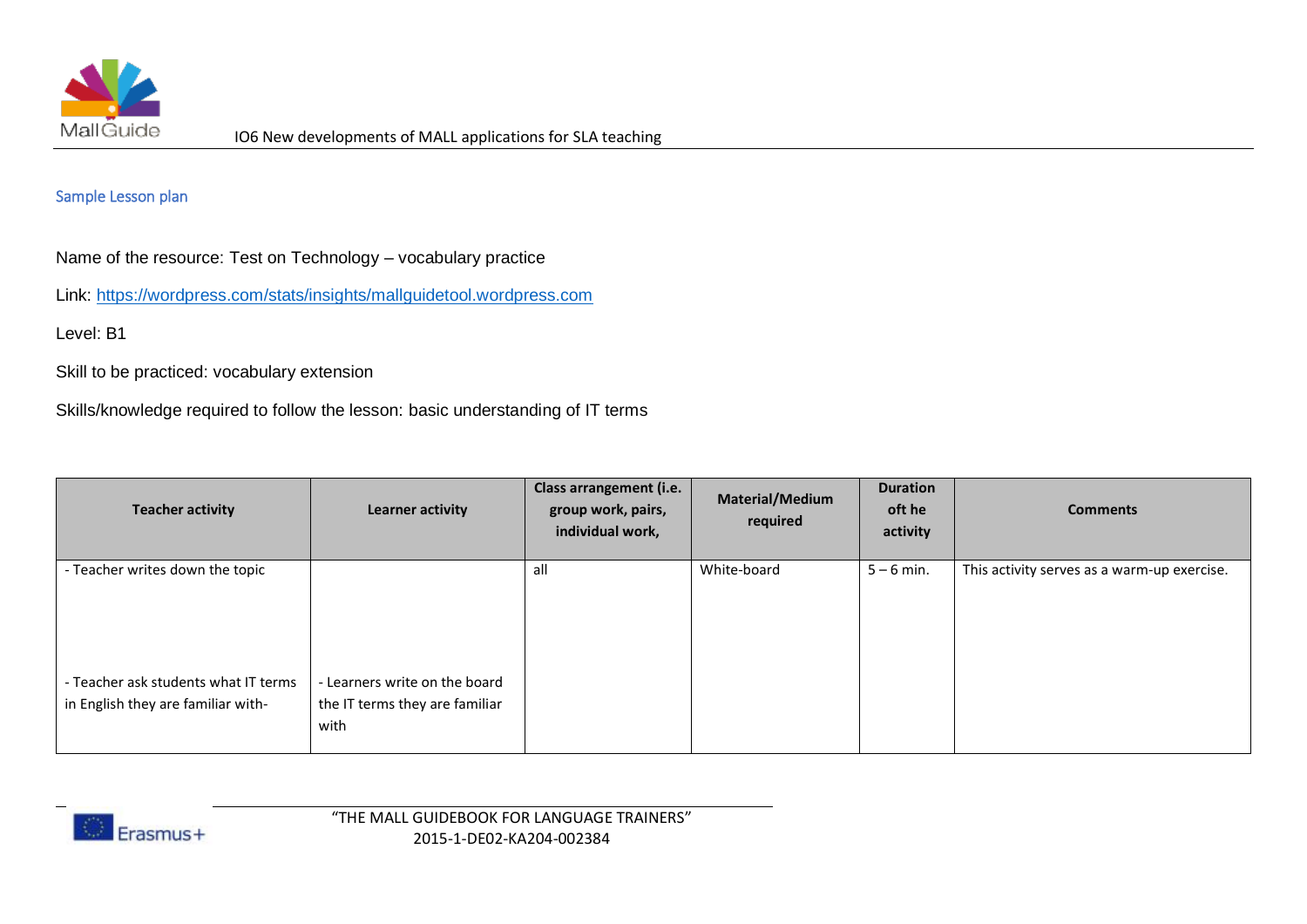Sample Lesson plan

Name of the resource: Test on Technology – vocabulary practice

Link: [https://wordpress.com/stats/insights/mallguidetool.wordpress.com](https://wordpress.com/stats/insights/mallguidetool.wordpress.com)

Level: B1

Skill to be practiced: vocabulary extension

Skills/knowledge required to follow the lesson: basic understanding of IT terms

| Teacher activity | Learner activity | Class arrangement (i.e. group work, pairs, individual work, | Material/Medium required | Duration oft he activity | Comments |
|---|---|---|---|---|---|
| - Teacher writes down the topic<br><br>- Teacher ask students what IT terms in English they are familiar with- | <br><br>- Learners write on the board the IT terms they are familiar with | all | White-board | 5 – 6 min. | This activity serves as a warm-up exercise. |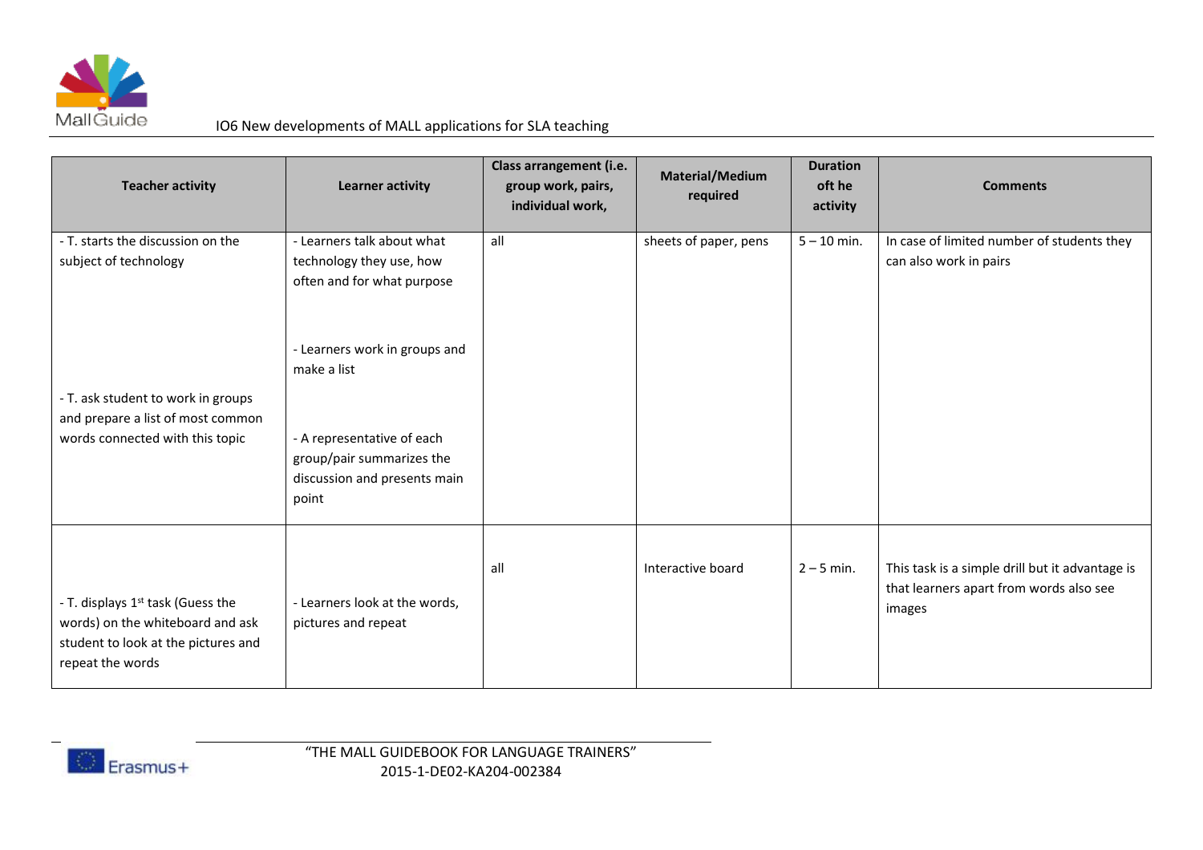| Teacher activity | Learner activity | Class arrangement (i.e. group work, pairs, individual work, | Material/Medium required | Duration oft he activity | Comments |
|---|---|---|---|---|---|
| - T. starts the discussion on the subject of technology<br><br>- T. ask student to work in groups and prepare a list of most common words connected with this topic | - Learners talk about what technology they use, how often and for what purpose<br><br>- Learners work in groups and make a list<br><br>- A representative of each group/pair summarizes the discussion and presents main point | all | sheets of paper, pens | 5 – 10 min. | In case of limited number of students they can also work in pairs |
| - T. displays 1st task (Guess the words) on the whiteboard and ask student to look at the pictures and repeat the words | - Learners look at the words, pictures and repeat | all | Interactive board | 2 – 5 min. | This task is a simple drill but it advantage is that learners apart from words also see images |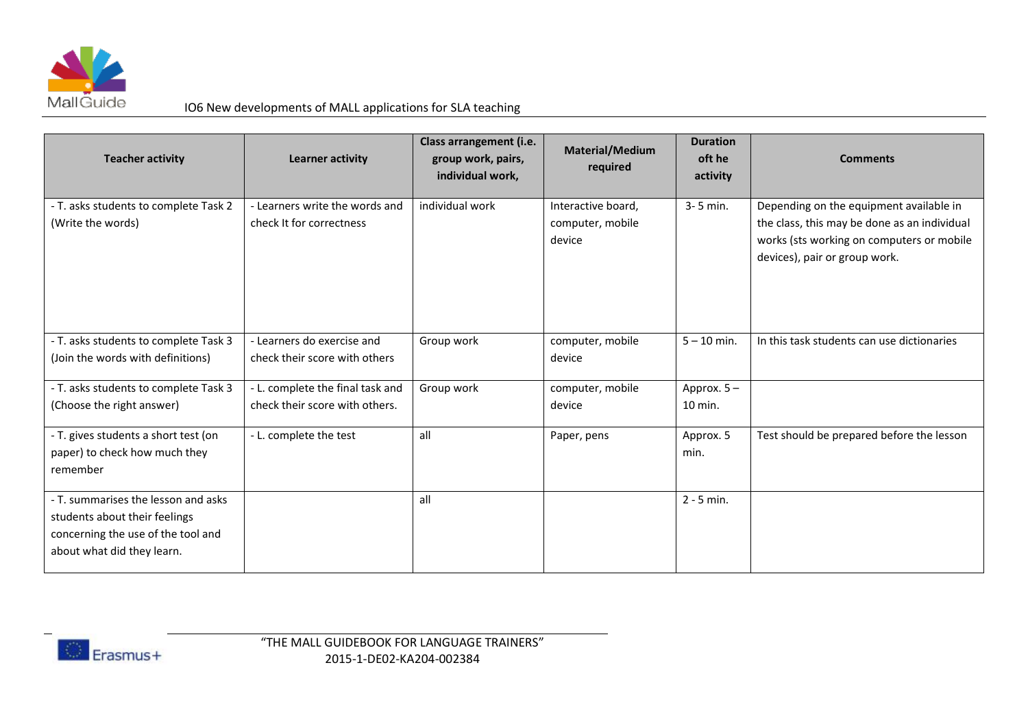| Teacher activity | Learner activity | Class arrangement (i.e. group work, pairs, individual work, | Material/Medium required | Duration oft he activity | Comments |
|---|---|---|---|---|---|
| - T. asks students to complete Task 2 (Write the words) | - Learners write the words and check It for correctness | individual work | Interactive board, computer, mobile device | 3- 5 min. | Depending on the equipment available in the class, this may be done as an individual works (sts working on computers or mobile devices), pair or group work. |
| - T. asks students to complete Task 3 (Join the words with definitions) | - Learners do exercise and check their score with others | Group work | computer, mobile device | 5 – 10 min. | In this task students can use dictionaries |
| - T. asks students to complete Task 3 (Choose the right answer) | - L. complete the final task and check their score with others. | Group work | computer, mobile device | Approx. 5 – 10 min. | |
| - T. gives students a short test (on paper) to check how much they remember | - L. complete the test | all | Paper, pens | Approx. 5 min. | Test should be prepared before the lesson |
| - T. summarises the lesson and asks students about their feelings concerning the use of the tool and about what did they learn. | | all | | 2 - 5 min. | |